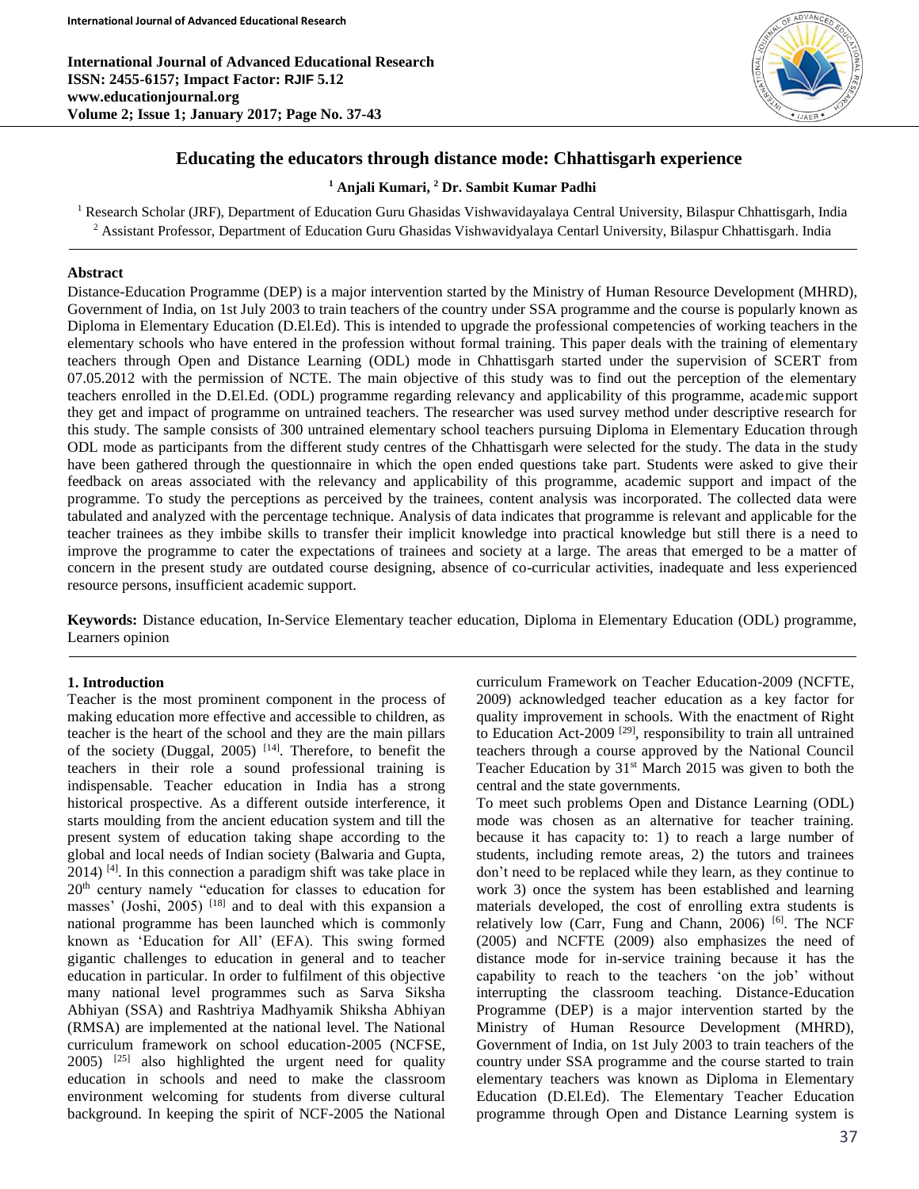# Educating the educators through distance mode: Chhattisgarh experience

**[1] Anjali Kumari, [2] Dr. Sambit Kumar Padhi**

[1] Research Scholar (JRF), Department of Education Guru Ghasidas Vishwavidayalaya Central University, Bilaspur Chhattisgarh, India
[2] Assistant Professor, Department of Education Guru Ghasidas Vishwavidyalaya Centarl University, Bilaspur Chhattisgarh. India

## Abstract

Distance-Education Programme (DEP) is a major intervention started by the Ministry of Human Resource Development (MHRD), Government of India, on 1st July 2003 to train teachers of the country under SSA programme and the course is popularly known as Diploma in Elementary Education (D.El.Ed). This is intended to upgrade the professional competencies of working teachers in the elementary schools who have entered in the profession without formal training. This paper deals with the training of elementary teachers through Open and Distance Learning (ODL) mode in Chhattisgarh started under the supervision of SCERT from 07.05.2012 with the permission of NCTE. The main objective of this study was to find out the perception of the elementary teachers enrolled in the D.El.Ed. (ODL) programme regarding relevancy and applicability of this programme, academic support they get and impact of programme on untrained teachers. The researcher was used survey method under descriptive research for this study. The sample consists of 300 untrained elementary school teachers pursuing Diploma in Elementary Education through ODL mode as participants from the different study centres of the Chhattisgarh were selected for the study. The data in the study have been gathered through the questionnaire in which the open ended questions take part. Students were asked to give their feedback on areas associated with the relevancy and applicability of this programme, academic support and impact of the programme. To study the perceptions as perceived by the trainees, content analysis was incorporated. The collected data were tabulated and analyzed with the percentage technique. Analysis of data indicates that programme is relevant and applicable for the teacher trainees as they imbibe skills to transfer their implicit knowledge into practical knowledge but still there is a need to improve the programme to cater the expectations of trainees and society at a large. The areas that emerged to be a matter of concern in the present study are outdated course designing, absence of co-curricular activities, inadequate and less experienced resource persons, insufficient academic support.

**Keywords:** Distance education, In-Service Elementary teacher education, Diploma in Elementary Education (ODL) programme, Learners opinion

## 1. Introduction

Teacher is the most prominent component in the process of making education more effective and accessible to children, as teacher is the heart of the school and they are the main pillars of the society (Duggal, 2005) [14]. Therefore, to benefit the teachers in their role a sound professional training is indispensable. Teacher education in India has a strong historical prospective. As a different outside interference, it starts moulding from the ancient education system and till the present system of education taking shape according to the global and local needs of Indian society (Balwaria and Gupta, 2014) [4]. In this connection a paradigm shift was take place in 20th century namely "education for classes to education for masses' (Joshi, 2005) [18] and to deal with this expansion a national programme has been launched which is commonly known as 'Education for All' (EFA). This swing formed gigantic challenges to education in general and to teacher education in particular. In order to fulfilment of this objective many national level programmes such as Sarva Siksha Abhiyan (SSA) and Rashtriya Madhyamik Shiksha Abhiyan (RMSA) are implemented at the national level. The National curriculum framework on school education-2005 (NCFSE, 2005) [25] also highlighted the urgent need for quality education in schools and need to make the classroom environment welcoming for students from diverse cultural background. In keeping the spirit of NCF-2005 the National curriculum Framework on Teacher Education-2009 (NCFTE, 2009) acknowledged teacher education as a key factor for quality improvement in schools. With the enactment of Right to Education Act-2009 [29], responsibility to train all untrained teachers through a course approved by the National Council Teacher Education by 31st March 2015 was given to both the central and the state governments.

To meet such problems Open and Distance Learning (ODL) mode was chosen as an alternative for teacher training. because it has capacity to: 1) to reach a large number of students, including remote areas, 2) the tutors and trainees don't need to be replaced while they learn, as they continue to work 3) once the system has been established and learning materials developed, the cost of enrolling extra students is relatively low (Carr, Fung and Chann, 2006) [6]. The NCF (2005) and NCFTE (2009) also emphasizes the need of distance mode for in-service training because it has the capability to reach to the teachers 'on the job' without interrupting the classroom teaching. Distance-Education Programme (DEP) is a major intervention started by the Ministry of Human Resource Development (MHRD), Government of India, on 1st July 2003 to train teachers of the country under SSA programme and the course started to train elementary teachers was known as Diploma in Elementary Education (D.El.Ed). The Elementary Teacher Education programme through Open and Distance Learning system is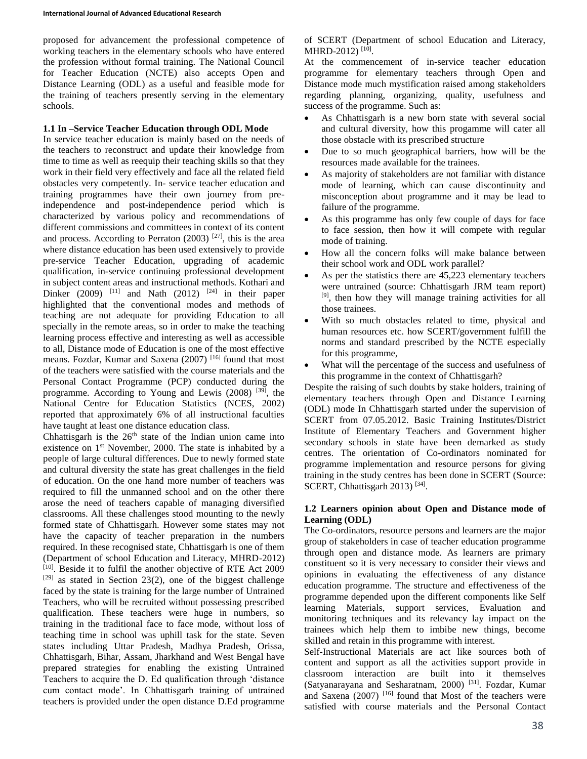proposed for advancement the professional competence of working teachers in the elementary schools who have entered the profession without formal training. The National Council for Teacher Education (NCTE) also accepts Open and Distance Learning (ODL) as a useful and feasible mode for the training of teachers presently serving in the elementary schools.

### 1.1 In –Service Teacher Education through ODL Mode

In service teacher education is mainly based on the needs of the teachers to reconstruct and update their knowledge from time to time as well as reequip their teaching skills so that they work in their field very effectively and face all the related field obstacles very competently. In- service teacher education and training programmes have their own journey from pre-independence and post-independence period which is characterized by various policy and recommendations of different commissions and committees in context of its content and process. According to Perraton (2003) [27], this is the area where distance education has been used extensively to provide pre-service Teacher Education, upgrading of academic qualification, in-service continuing professional development in subject content areas and instructional methods. Kothari and Dinker (2009) [11] and Nath (2012) [24] in their paper highlighted that the conventional modes and methods of teaching are not adequate for providing Education to all specially in the remote areas, so in order to make the teaching learning process effective and interesting as well as accessible to all, Distance mode of Education is one of the most effective means. Fozdar, Kumar and Saxena (2007) [16] found that most of the teachers were satisfied with the course materials and the Personal Contact Programme (PCP) conducted during the programme. According to Young and Lewis (2008) [39], the National Centre for Education Statistics (NCES, 2002) reported that approximately 6% of all instructional faculties have taught at least one distance education class.

Chhattisgarh is the 26th state of the Indian union came into existence on 1st November, 2000. The state is inhabited by a people of large cultural differences. Due to newly formed state and cultural diversity the state has great challenges in the field of education. On the one hand more number of teachers was required to fill the unmanned school and on the other there arose the need of teachers capable of managing diversified classrooms. All these challenges stood mounting to the newly formed state of Chhattisgarh. However some states may not have the capacity of teacher preparation in the numbers required. In these recognised state, Chhattisgarh is one of them (Department of school Education and Literacy, MHRD-2012) [10]. Beside it to fulfil the another objective of RTE Act 2009 [29] as stated in Section 23(2), one of the biggest challenge faced by the state is training for the large number of Untrained Teachers, who will be recruited without possessing prescribed qualification. These teachers were huge in numbers, so training in the traditional face to face mode, without loss of teaching time in school was uphill task for the state. Seven states including Uttar Pradesh, Madhya Pradesh, Orissa, Chhattisgarh, Bihar, Assam, Jharkhand and West Bengal have prepared strategies for enabling the existing Untrained Teachers to acquire the D. Ed qualification through 'distance cum contact mode'. In Chhattisgarh training of untrained teachers is provided under the open distance D.Ed programme of SCERT (Department of school Education and Literacy, MHRD-2012) [10].

At the commencement of in-service teacher education programme for elementary teachers through Open and Distance mode much mystification raised among stakeholders regarding planning, organizing, quality, usefulness and success of the programme. Such as:

- As Chhattisgarh is a new born state with several social and cultural diversity, how this progamme will cater all those obstacle with its prescribed structure
- Due to so much geographical barriers, how will be the resources made available for the trainees.
- As majority of stakeholders are not familiar with distance mode of learning, which can cause discontinuity and misconception about programme and it may be lead to failure of the programme.
- As this programme has only few couple of days for face to face session, then how it will compete with regular mode of training.
- How all the concern folks will make balance between their school work and ODL work parallel?
- As per the statistics there are 45,223 elementary teachers were untrained (source: Chhattisgarh JRM team report) [9], then how they will manage training activities for all those trainees.
- With so much obstacles related to time, physical and human resources etc. how SCERT/government fulfill the norms and standard prescribed by the NCTE especially for this programme,
- What will the percentage of the success and usefulness of this programme in the context of Chhattisgarh?

Despite the raising of such doubts by stake holders, training of elementary teachers through Open and Distance Learning (ODL) mode In Chhattisgarh started under the supervision of SCERT from 07.05.2012. Basic Training Institutes/District Institute of Elementary Teachers and Government higher secondary schools in state have been demarked as study centres. The orientation of Co-ordinators nominated for programme implementation and resource persons for giving training in the study centres has been done in SCERT (Source: SCERT, Chhattisgarh 2013) [34].

### 1.2 Learners opinion about Open and Distance mode of Learning (ODL)

The Co-ordinators, resource persons and learners are the major group of stakeholders in case of teacher education programme through open and distance mode. As learners are primary constituent so it is very necessary to consider their views and opinions in evaluating the effectiveness of any distance education programme. The structure and effectiveness of the programme depended upon the different components like Self learning Materials, support services, Evaluation and monitoring techniques and its relevancy lay impact on the trainees which help them to imbibe new things, become skilled and retain in this programme with interest.

Self-Instructional Materials are act like sources both of content and support as all the activities support provide in classroom interaction are built into it themselves (Satyanarayana and Sesharatnam, 2000) [31]. Fozdar, Kumar and Saxena (2007) [16] found that Most of the teachers were satisfied with course materials and the Personal Contact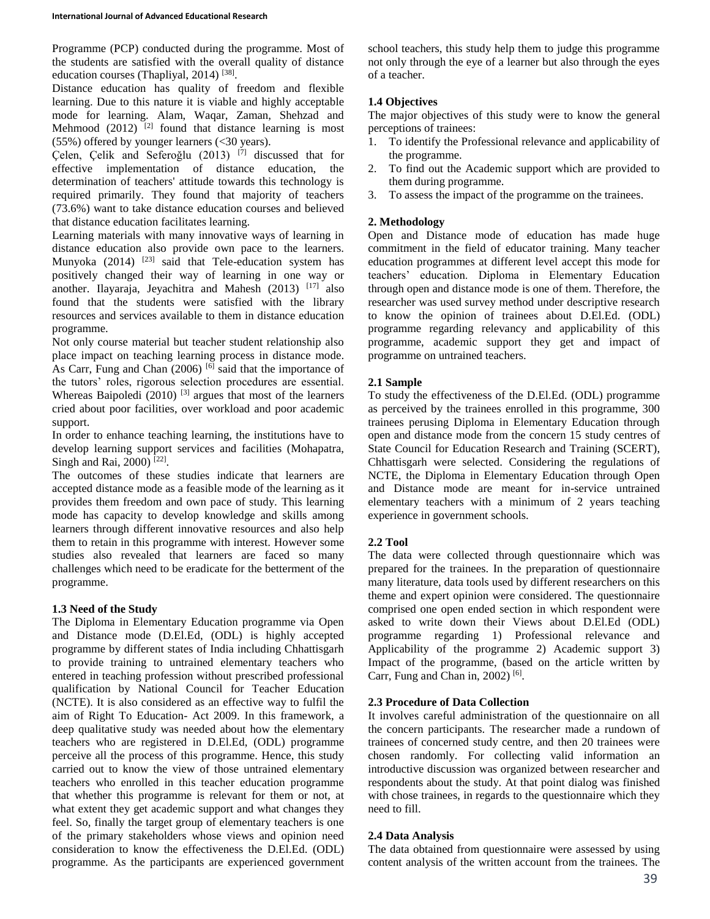Programme (PCP) conducted during the programme. Most of the students are satisfied with the overall quality of distance education courses (Thapliyal, 2014) [38].

Distance education has quality of freedom and flexible learning. Due to this nature it is viable and highly acceptable mode for learning. Alam, Waqar, Zaman, Shehzad and Mehmood (2012) [2] found that distance learning is most (55%) offered by younger learners (<30 years).

Çelen, Çelik and Seferoğlu (2013) [7] discussed that for effective implementation of distance education, the determination of teachers' attitude towards this technology is required primarily. They found that majority of teachers (73.6%) want to take distance education courses and believed that distance education facilitates learning.

Learning materials with many innovative ways of learning in distance education also provide own pace to the learners. Munyoka (2014) [23] said that Tele-education system has positively changed their way of learning in one way or another. Ilayaraja, Jeyachitra and Mahesh (2013) [17] also found that the students were satisfied with the library resources and services available to them in distance education programme.

Not only course material but teacher student relationship also place impact on teaching learning process in distance mode. As Carr, Fung and Chan (2006) [6] said that the importance of the tutors' roles, rigorous selection procedures are essential. Whereas Baipoledi (2010) [3] argues that most of the learners cried about poor facilities, over workload and poor academic support.

In order to enhance teaching learning, the institutions have to develop learning support services and facilities (Mohapatra, Singh and Rai, 2000) [22].

The outcomes of these studies indicate that learners are accepted distance mode as a feasible mode of the learning as it provides them freedom and own pace of study. This learning mode has capacity to develop knowledge and skills among learners through different innovative resources and also help them to retain in this programme with interest. However some studies also revealed that learners are faced so many challenges which need to be eradicate for the betterment of the programme.

### 1.3 Need of the Study

The Diploma in Elementary Education programme via Open and Distance mode (D.El.Ed, (ODL) is highly accepted programme by different states of India including Chhattisgarh to provide training to untrained elementary teachers who entered in teaching profession without prescribed professional qualification by National Council for Teacher Education (NCTE). It is also considered as an effective way to fulfil the aim of Right To Education- Act 2009. In this framework, a deep qualitative study was needed about how the elementary teachers who are registered in D.El.Ed, (ODL) programme perceive all the process of this programme. Hence, this study carried out to know the view of those untrained elementary teachers who enrolled in this teacher education programme that whether this programme is relevant for them or not, at what extent they get academic support and what changes they feel. So, finally the target group of elementary teachers is one of the primary stakeholders whose views and opinion need consideration to know the effectiveness the D.El.Ed. (ODL) programme. As the participants are experienced government school teachers, this study help them to judge this programme not only through the eye of a learner but also through the eyes of a teacher.

### 1.4 Objectives

The major objectives of this study were to know the general perceptions of trainees:

1. To identify the Professional relevance and applicability of the programme.
2. To find out the Academic support which are provided to them during programme.
3. To assess the impact of the programme on the trainees.

## 2. Methodology

Open and Distance mode of education has made huge commitment in the field of educator training. Many teacher education programmes at different level accept this mode for teachers' education. Diploma in Elementary Education through open and distance mode is one of them. Therefore, the researcher was used survey method under descriptive research to know the opinion of trainees about D.El.Ed. (ODL) programme regarding relevancy and applicability of this programme, academic support they get and impact of programme on untrained teachers.

### 2.1 Sample

To study the effectiveness of the D.El.Ed. (ODL) programme as perceived by the trainees enrolled in this programme, 300 trainees perusing Diploma in Elementary Education through open and distance mode from the concern 15 study centres of State Council for Education Research and Training (SCERT), Chhattisgarh were selected. Considering the regulations of NCTE, the Diploma in Elementary Education through Open and Distance mode are meant for in-service untrained elementary teachers with a minimum of 2 years teaching experience in government schools.

### 2.2 Tool

The data were collected through questionnaire which was prepared for the trainees. In the preparation of questionnaire many literature, data tools used by different researchers on this theme and expert opinion were considered. The questionnaire comprised one open ended section in which respondent were asked to write down their Views about D.El.Ed (ODL) programme regarding 1) Professional relevance and Applicability of the programme 2) Academic support 3) Impact of the programme, (based on the article written by Carr, Fung and Chan in, 2002) [6].

### 2.3 Procedure of Data Collection

It involves careful administration of the questionnaire on all the concern participants. The researcher made a rundown of trainees of concerned study centre, and then 20 trainees were chosen randomly. For collecting valid information an introductive discussion was organized between researcher and respondents about the study. At that point dialog was finished with chose trainees, in regards to the questionnaire which they need to fill.

### 2.4 Data Analysis

The data obtained from questionnaire were assessed by using content analysis of the written account from the trainees. The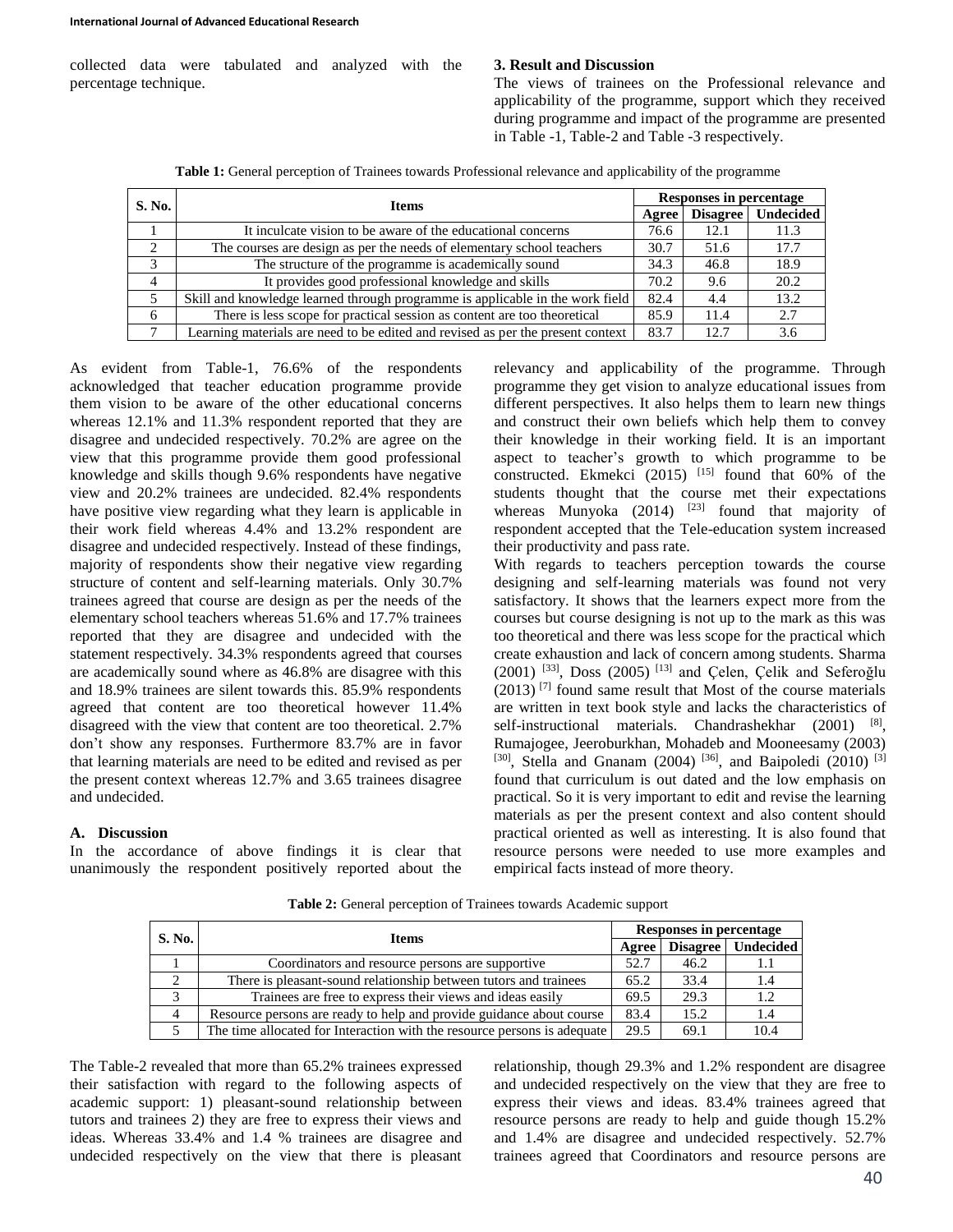collected data were tabulated and analyzed with the percentage technique.

## 3. Result and Discussion

The views of trainees on the Professional relevance and applicability of the programme, support which they received during programme and impact of the programme are presented in Table -1, Table-2 and Table -3 respectively.

**Table 1:** General perception of Trainees towards Professional relevance and applicability of the programme

| S. No. | Items | Responses in percentage | | |
|---|---|---|---|---|
| | | Agree | Disagree | Undecided |
| 1 | It inculcate vision to be aware of the educational concerns | 76.6 | 12.1 | 11.3 |
| 2 | The courses are design as per the needs of elementary school teachers | 30.7 | 51.6 | 17.7 |
| 3 | The structure of the programme is academically sound | 34.3 | 46.8 | 18.9 |
| 4 | It provides good professional knowledge and skills | 70.2 | 9.6 | 20.2 |
| 5 | Skill and knowledge learned through programme is applicable in the work field | 82.4 | 4.4 | 13.2 |
| 6 | There is less scope for practical session as content are too theoretical | 85.9 | 11.4 | 2.7 |
| 7 | Learning materials are need to be edited and revised as per the present context | 83.7 | 12.7 | 3.6 |

As evident from Table-1, 76.6% of the respondents acknowledged that teacher education programme provide them vision to be aware of the other educational concerns whereas 12.1% and 11.3% respondent reported that they are disagree and undecided respectively. 70.2% are agree on the view that this programme provide them good professional knowledge and skills though 9.6% respondents have negative view and 20.2% trainees are undecided. 82.4% respondents have positive view regarding what they learn is applicable in their work field whereas 4.4% and 13.2% respondent are disagree and undecided respectively. Instead of these findings, majority of respondents show their negative view regarding structure of content and self-learning materials. Only 30.7% trainees agreed that course are design as per the needs of the elementary school teachers whereas 51.6% and 17.7% trainees reported that they are disagree and undecided with the statement respectively. 34.3% respondents agreed that courses are academically sound where as 46.8% are disagree with this and 18.9% trainees are silent towards this. 85.9% respondents agreed that content are too theoretical however 11.4% disagreed with the view that content are too theoretical. 2.7% don't show any responses. Furthermore 83.7% are in favor that learning materials are need to be edited and revised as per the present context whereas 12.7% and 3.65 trainees disagree and undecided.

### A. Discussion

In the accordance of above findings it is clear that unanimously the respondent positively reported about the relevancy and applicability of the programme. Through programme they get vision to analyze educational issues from different perspectives. It also helps them to learn new things and construct their own beliefs which help them to convey their knowledge in their working field. It is an important aspect to teacher's growth to which programme to be constructed. Ekmekci (2015) [15] found that 60% of the students thought that the course met their expectations whereas Munyoka (2014) [23] found that majority of respondent accepted that the Tele-education system increased their productivity and pass rate.

With regards to teachers perception towards the course designing and self-learning materials was found not very satisfactory. It shows that the learners expect more from the courses but course designing is not up to the mark as this was too theoretical and there was less scope for the practical which create exhaustion and lack of concern among students. Sharma (2001) [33], Doss (2005) [13] and Çelen, Çelik and Seferoğlu (2013) [7] found same result that Most of the course materials are written in text book style and lacks the characteristics of self-instructional materials. Chandrashekhar (2001) [8], Rumajogee, Jeeroburkhan, Mohadeb and Mooneesamy (2003) [30], Stella and Gnanam (2004) [36], and Baipoledi (2010) [3] found that curriculum is out dated and the low emphasis on practical. So it is very important to edit and revise the learning materials as per the present context and also content should practical oriented as well as interesting. It is also found that resource persons were needed to use more examples and empirical facts instead of more theory.

**Table 2:** General perception of Trainees towards Academic support

| S. No. | Items | Responses in percentage | | |
|---|---|---|---|---|
| | | Agree | Disagree | Undecided |
| 1 | Coordinators and resource persons are supportive | 52.7 | 46.2 | 1.1 |
| 2 | There is pleasant-sound relationship between tutors and trainees | 65.2 | 33.4 | 1.4 |
| 3 | Trainees are free to express their views and ideas easily | 69.5 | 29.3 | 1.2 |
| 4 | Resource persons are ready to help and provide guidance about course | 83.4 | 15.2 | 1.4 |
| 5 | The time allocated for Interaction with the resource persons is adequate | 29.5 | 69.1 | 10.4 |

The Table-2 revealed that more than 65.2% trainees expressed their satisfaction with regard to the following aspects of academic support: 1) pleasant-sound relationship between tutors and trainees 2) they are free to express their views and ideas. Whereas 33.4% and 1.4 % trainees are disagree and undecided respectively on the view that there is pleasant relationship, though 29.3% and 1.2% respondent are disagree and undecided respectively on the view that they are free to express their views and ideas. 83.4% trainees agreed that resource persons are ready to help and guide though 15.2% and 1.4% are disagree and undecided respectively. 52.7% trainees agreed that Coordinators and resource persons are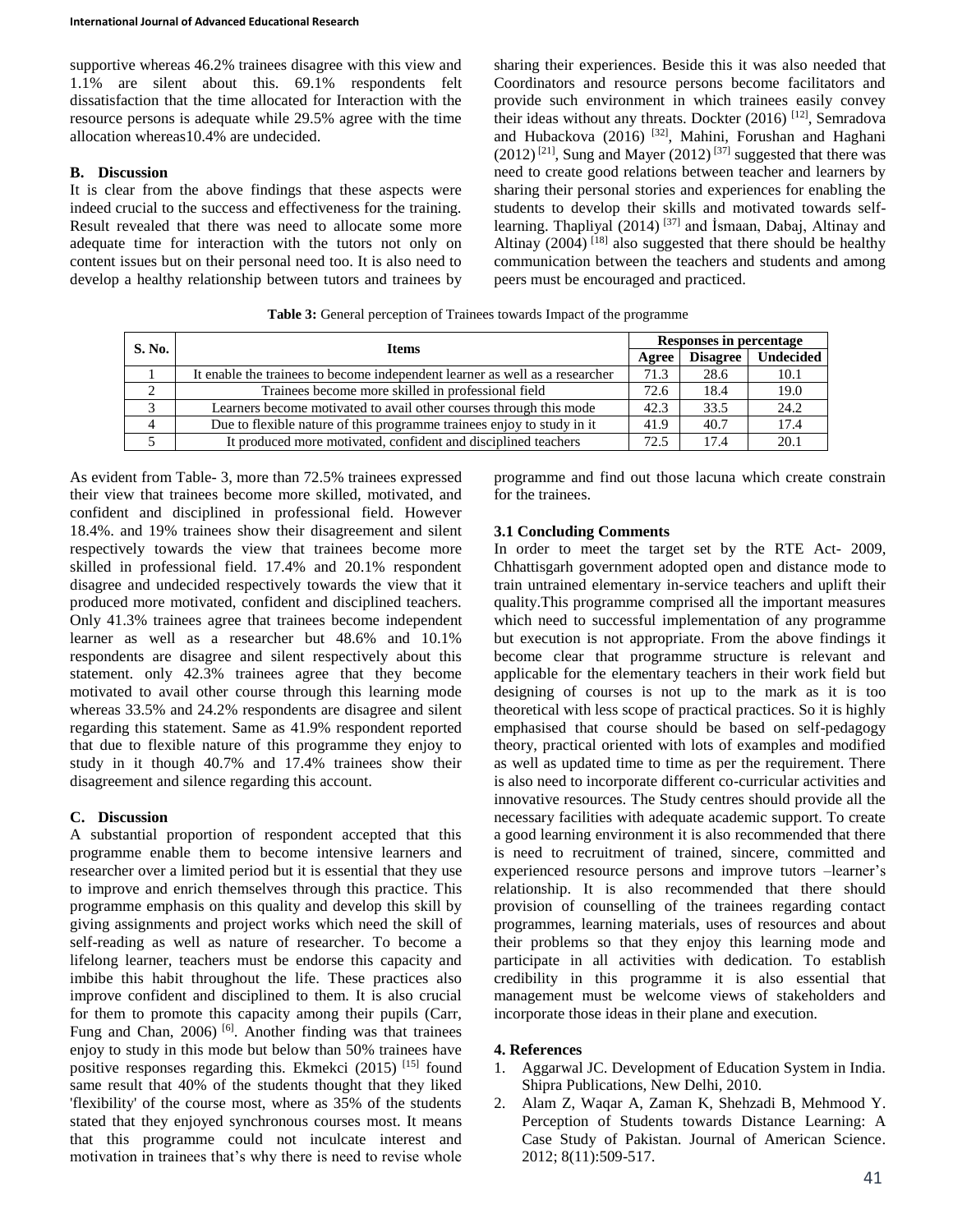supportive whereas 46.2% trainees disagree with this view and 1.1% are silent about this. 69.1% respondents felt dissatisfaction that the time allocated for Interaction with the resource persons is adequate while 29.5% agree with the time allocation whereas10.4% are undecided.

### B. Discussion

It is clear from the above findings that these aspects were indeed crucial to the success and effectiveness for the training. Result revealed that there was need to allocate some more adequate time for interaction with the tutors not only on content issues but on their personal need too. It is also need to develop a healthy relationship between tutors and trainees by sharing their experiences. Beside this it was also needed that Coordinators and resource persons become facilitators and provide such environment in which trainees easily convey their ideas without any threats. Dockter (2016) [12], Semradova and Hubackova (2016) [32], Mahini, Forushan and Haghani (2012) [21], Sung and Mayer (2012) [37] suggested that there was need to create good relations between teacher and learners by sharing their personal stories and experiences for enabling the students to develop their skills and motivated towards self-learning. Thapliyal (2014) [37] and İsmaan, Dabaj, Altinay and Altinay (2004) [18] also suggested that there should be healthy communication between the teachers and students and among peers must be encouraged and practiced.

**Table 3:** General perception of Trainees towards Impact of the programme

| S. No. | Items | Responses in percentage | | |
|---|---|---|---|---|
| | | Agree | Disagree | Undecided |
| 1 | It enable the trainees to become independent learner as well as a researcher | 71.3 | 28.6 | 10.1 |
| 2 | Trainees become more skilled in professional field | 72.6 | 18.4 | 19.0 |
| 3 | Learners become motivated to avail other courses through this mode | 42.3 | 33.5 | 24.2 |
| 4 | Due to flexible nature of this programme trainees enjoy to study in it | 41.9 | 40.7 | 17.4 |
| 5 | It produced more motivated, confident and disciplined teachers | 72.5 | 17.4 | 20.1 |

As evident from Table- 3, more than 72.5% trainees expressed their view that trainees become more skilled, motivated, and confident and disciplined in professional field. However 18.4%. and 19% trainees show their disagreement and silent respectively towards the view that trainees become more skilled in professional field. 17.4% and 20.1% respondent disagree and undecided respectively towards the view that it produced more motivated, confident and disciplined teachers. Only 41.3% trainees agree that trainees become independent learner as well as a researcher but 48.6% and 10.1% respondents are disagree and silent respectively about this statement. only 42.3% trainees agree that they become motivated to avail other course through this learning mode whereas 33.5% and 24.2% respondents are disagree and silent regarding this statement. Same as 41.9% respondent reported that due to flexible nature of this programme they enjoy to study in it though 40.7% and 17.4% trainees show their disagreement and silence regarding this account.

### C. Discussion

A substantial proportion of respondent accepted that this programme enable them to become intensive learners and researcher over a limited period but it is essential that they use to improve and enrich themselves through this practice. This programme emphasis on this quality and develop this skill by giving assignments and project works which need the skill of self-reading as well as nature of researcher. To become a lifelong learner, teachers must be endorse this capacity and imbibe this habit throughout the life. These practices also improve confident and disciplined to them. It is also crucial for them to promote this capacity among their pupils (Carr, Fung and Chan, 2006) [6]. Another finding was that trainees enjoy to study in this mode but below than 50% trainees have positive responses regarding this. Ekmekci (2015) [15] found same result that 40% of the students thought that they liked 'flexibility' of the course most, where as 35% of the students stated that they enjoyed synchronous courses most. It means that this programme could not inculcate interest and motivation in trainees that's why there is need to revise whole programme and find out those lacuna which create constrain for the trainees.

### 3.1 Concluding Comments

In order to meet the target set by the RTE Act- 2009, Chhattisgarh government adopted open and distance mode to train untrained elementary in-service teachers and uplift their quality.This programme comprised all the important measures which need to successful implementation of any programme but execution is not appropriate. From the above findings it become clear that programme structure is relevant and applicable for the elementary teachers in their work field but designing of courses is not up to the mark as it is too theoretical with less scope of practical practices. So it is highly emphasised that course should be based on self-pedagogy theory, practical oriented with lots of examples and modified as well as updated time to time as per the requirement. There is also need to incorporate different co-curricular activities and innovative resources. The Study centres should provide all the necessary facilities with adequate academic support. To create a good learning environment it is also recommended that there is need to recruitment of trained, sincere, committed and experienced resource persons and improve tutors –learner's relationship. It is also recommended that there should provision of counselling of the trainees regarding contact programmes, learning materials, uses of resources and about their problems so that they enjoy this learning mode and participate in all activities with dedication. To establish credibility in this programme it is also essential that management must be welcome views of stakeholders and incorporate those ideas in their plane and execution.

## 4. References

1. Aggarwal JC. Development of Education System in India. Shipra Publications, New Delhi, 2010.
2. Alam Z, Waqar A, Zaman K, Shehzadi B, Mehmood Y. Perception of Students towards Distance Learning: A Case Study of Pakistan. Journal of American Science. 2012; 8(11):509-517.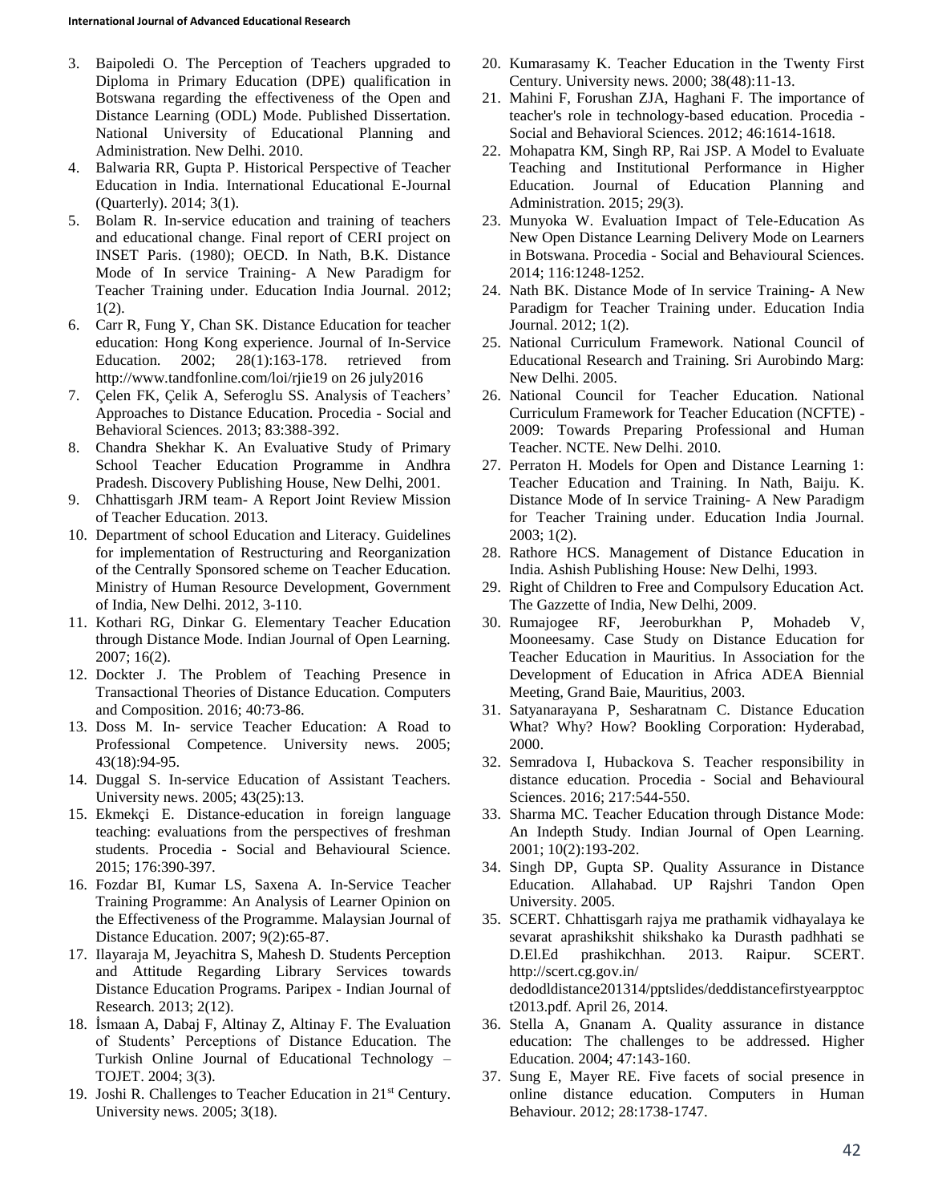3. Baipoledi O. The Perception of Teachers upgraded to Diploma in Primary Education (DPE) qualification in Botswana regarding the effectiveness of the Open and Distance Learning (ODL) Mode. Published Dissertation. National University of Educational Planning and Administration. New Delhi. 2010.
4. Balwaria RR, Gupta P. Historical Perspective of Teacher Education in India. International Educational E-Journal (Quarterly). 2014; 3(1).
5. Bolam R. In-service education and training of teachers and educational change. Final report of CERI project on INSET Paris. (1980); OECD. In Nath, B.K. Distance Mode of In service Training- A New Paradigm for Teacher Training under. Education India Journal. 2012; 1(2).
6. Carr R, Fung Y, Chan SK. Distance Education for teacher education: Hong Kong experience. Journal of In-Service Education. 2002; 28(1):163-178. retrieved from http://www.tandfonline.com/loi/rjie19 on 26 july2016
7. Çelen FK, Çelik A, Seferoglu SS. Analysis of Teachers' Approaches to Distance Education. Procedia - Social and Behavioral Sciences. 2013; 83:388-392.
8. Chandra Shekhar K. An Evaluative Study of Primary School Teacher Education Programme in Andhra Pradesh. Discovery Publishing House, New Delhi, 2001.
9. Chhattisgarh JRM team- A Report Joint Review Mission of Teacher Education. 2013.
10. Department of school Education and Literacy. Guidelines for implementation of Restructuring and Reorganization of the Centrally Sponsored scheme on Teacher Education. Ministry of Human Resource Development, Government of India, New Delhi. 2012, 3-110.
11. Kothari RG, Dinkar G. Elementary Teacher Education through Distance Mode. Indian Journal of Open Learning. 2007; 16(2).
12. Dockter J. The Problem of Teaching Presence in Transactional Theories of Distance Education. Computers and Composition. 2016; 40:73-86.
13. Doss M. In- service Teacher Education: A Road to Professional Competence. University news. 2005; 43(18):94-95.
14. Duggal S. In-service Education of Assistant Teachers. University news. 2005; 43(25):13.
15. Ekmekçi E. Distance-education in foreign language teaching: evaluations from the perspectives of freshman students. Procedia - Social and Behavioural Science. 2015; 176:390-397.
16. Fozdar BI, Kumar LS, Saxena A. In-Service Teacher Training Programme: An Analysis of Learner Opinion on the Effectiveness of the Programme. Malaysian Journal of Distance Education. 2007; 9(2):65-87.
17. Ilayaraja M, Jeyachitra S, Mahesh D. Students Perception and Attitude Regarding Library Services towards Distance Education Programs. Paripex - Indian Journal of Research. 2013; 2(12).
18. İsmaan A, Dabaj F, Altinay Z, Altinay F. The Evaluation of Students' Perceptions of Distance Education. The Turkish Online Journal of Educational Technology – TOJET. 2004; 3(3).
19. Joshi R. Challenges to Teacher Education in 21st Century. University news. 2005; 3(18).
20. Kumarasamy K. Teacher Education in the Twenty First Century. University news. 2000; 38(48):11-13.
21. Mahini F, Forushan ZJA, Haghani F. The importance of teacher's role in technology-based education. Procedia - Social and Behavioral Sciences. 2012; 46:1614-1618.
22. Mohapatra KM, Singh RP, Rai JSP. A Model to Evaluate Teaching and Institutional Performance in Higher Education. Journal of Education Planning and Administration. 2015; 29(3).
23. Munyoka W. Evaluation Impact of Tele-Education As New Open Distance Learning Delivery Mode on Learners in Botswana. Procedia - Social and Behavioural Sciences. 2014; 116:1248-1252.
24. Nath BK. Distance Mode of In service Training- A New Paradigm for Teacher Training under. Education India Journal. 2012; 1(2).
25. National Curriculum Framework. National Council of Educational Research and Training. Sri Aurobindo Marg: New Delhi. 2005.
26. National Council for Teacher Education. National Curriculum Framework for Teacher Education (NCFTE) - 2009: Towards Preparing Professional and Human Teacher. NCTE. New Delhi. 2010.
27. Perraton H. Models for Open and Distance Learning 1: Teacher Education and Training. In Nath, Baiju. K. Distance Mode of In service Training- A New Paradigm for Teacher Training under. Education India Journal. 2003; 1(2).
28. Rathore HCS. Management of Distance Education in India. Ashish Publishing House: New Delhi, 1993.
29. Right of Children to Free and Compulsory Education Act. The Gazzette of India, New Delhi, 2009.
30. Rumajogee RF, Jeeroburkhan P, Mohadeb V, Mooneesamy. Case Study on Distance Education for Teacher Education in Mauritius. In Association for the Development of Education in Africa ADEA Biennial Meeting, Grand Baie, Mauritius, 2003.
31. Satyanarayana P, Sesharatnam C. Distance Education What? Why? How? Bookling Corporation: Hyderabad, 2000.
32. Semradova I, Hubackova S. Teacher responsibility in distance education. Procedia - Social and Behavioural Sciences. 2016; 217:544-550.
33. Sharma MC. Teacher Education through Distance Mode: An Indepth Study. Indian Journal of Open Learning. 2001; 10(2):193-202.
34. Singh DP, Gupta SP. Quality Assurance in Distance Education. Allahabad. UP Rajshri Tandon Open University. 2005.
35. SCERT. Chhattisgarh rajya me prathamik vidhayalaya ke sevarat aprashikshit shikshako ka Durasth padhhati se D.El.Ed prashikchhan. 2013. Raipur. SCERT. http://scert.cg.gov.in/dedodldistance201314/pptslides/deddistancefirstyearpptoct2013.pdf. April 26, 2014.
36. Stella A, Gnanam A. Quality assurance in distance education: The challenges to be addressed. Higher Education. 2004; 47:143-160.
37. Sung E, Mayer RE. Five facets of social presence in online distance education. Computers in Human Behaviour. 2012; 28:1738-1747.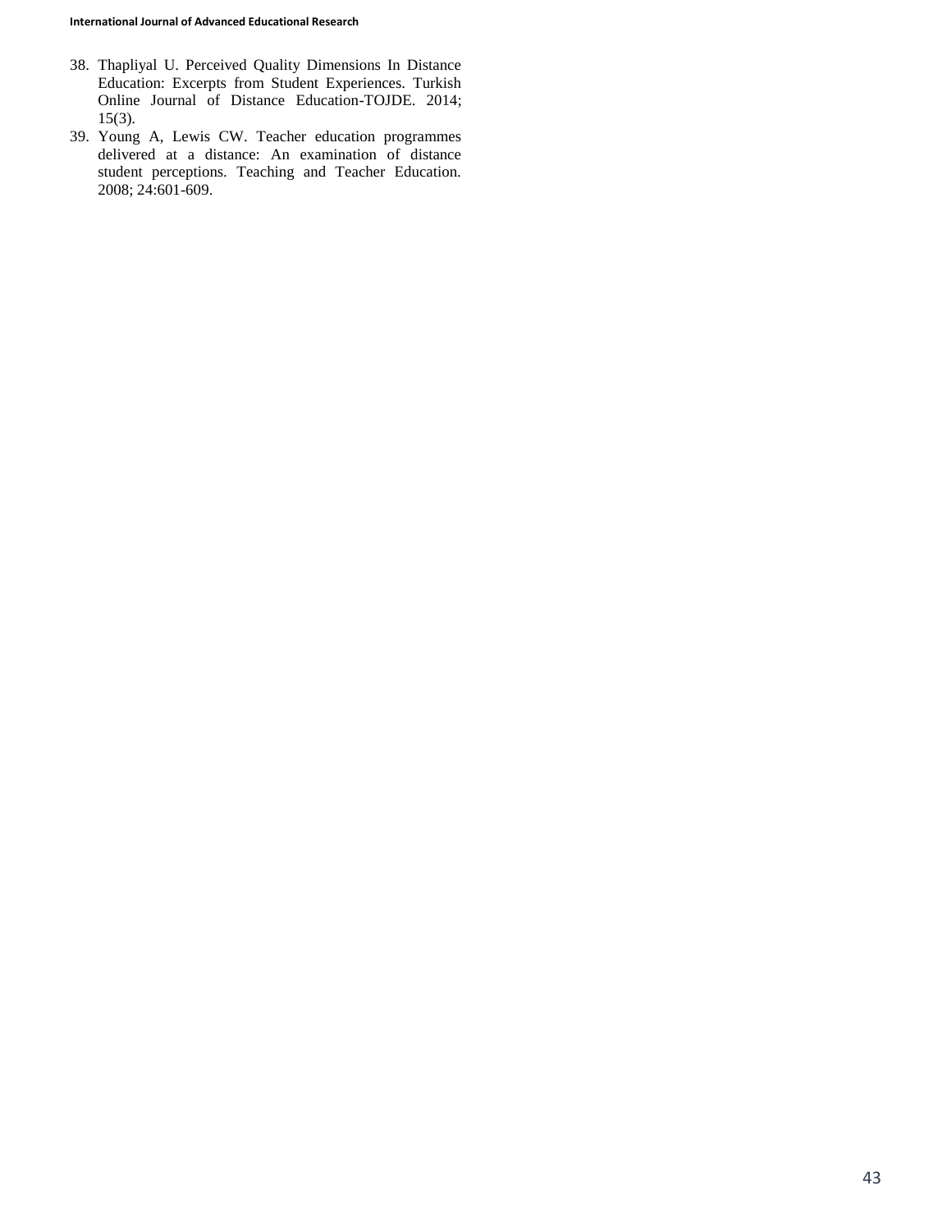38. Thapliyal U. Perceived Quality Dimensions In Distance Education: Excerpts from Student Experiences. Turkish Online Journal of Distance Education-TOJDE. 2014; 15(3).
39. Young A, Lewis CW. Teacher education programmes delivered at a distance: An examination of distance student perceptions. Teaching and Teacher Education. 2008; 24:601-609.